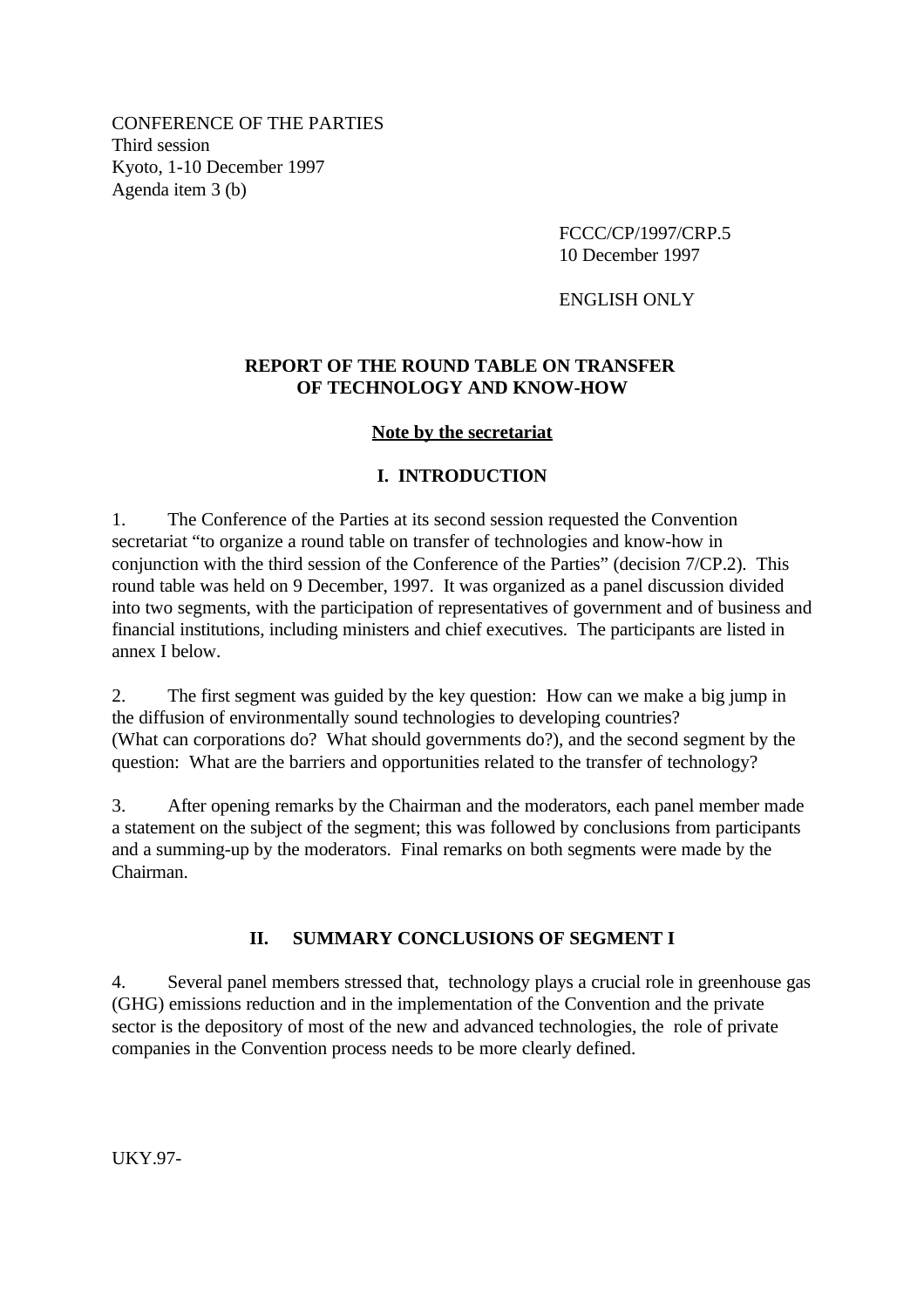CONFERENCE OF THE PARTIES
Third session
Kyoto, 1-10 December 1997
Agenda item 3 (b)

FCCC/CP/1997/CRP.5
10 December 1997

ENGLISH ONLY

# REPORT OF THE ROUND TABLE ON TRANSFER OF TECHNOLOGY AND KNOW-HOW

**Note by the secretariat**

## I. INTRODUCTION

1. The Conference of the Parties at its second session requested the Convention secretariat "to organize a round table on transfer of technologies and know-how in conjunction with the third session of the Conference of the Parties" (decision 7/CP.2). This round table was held on 9 December, 1997. It was organized as a panel discussion divided into two segments, with the participation of representatives of government and of business and financial institutions, including ministers and chief executives. The participants are listed in annex I below.

2. The first segment was guided by the key question: How can we make a big jump in the diffusion of environmentally sound technologies to developing countries? (What can corporations do? What should governments do?), and the second segment by the question: What are the barriers and opportunities related to the transfer of technology?

3. After opening remarks by the Chairman and the moderators, each panel member made a statement on the subject of the segment; this was followed by conclusions from participants and a summing-up by the moderators. Final remarks on both segments were made by the Chairman.

## II. SUMMARY CONCLUSIONS OF SEGMENT I

4. Several panel members stressed that, technology plays a crucial role in greenhouse gas (GHG) emissions reduction and in the implementation of the Convention and the private sector is the depository of most of the new and advanced technologies, the role of private companies in the Convention process needs to be more clearly defined.

UKY.97-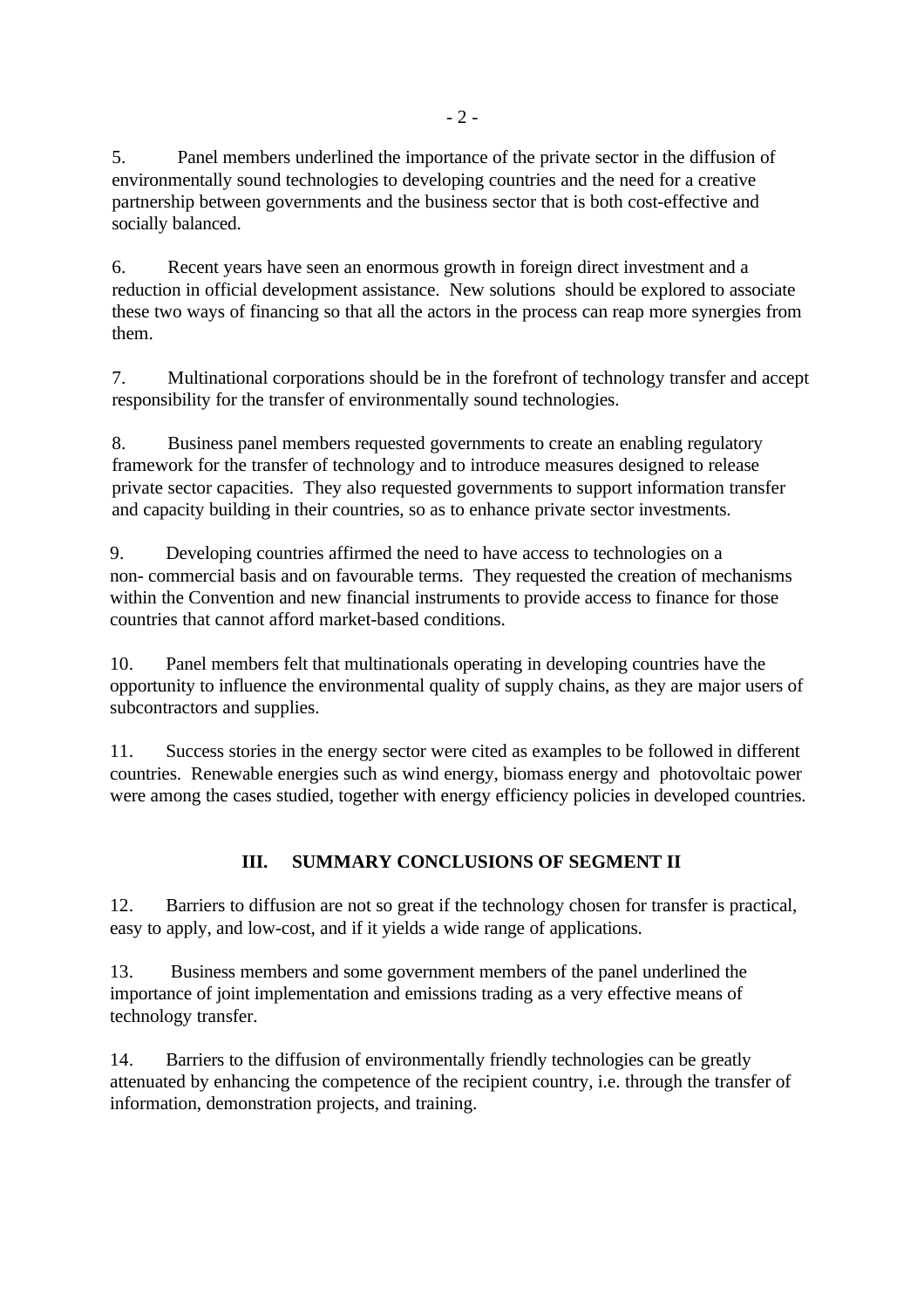5. Panel members underlined the importance of the private sector in the diffusion of environmentally sound technologies to developing countries and the need for a creative partnership between governments and the business sector that is both cost-effective and socially balanced.

6. Recent years have seen an enormous growth in foreign direct investment and a reduction in official development assistance. New solutions should be explored to associate these two ways of financing so that all the actors in the process can reap more synergies from them.

7. Multinational corporations should be in the forefront of technology transfer and accept responsibility for the transfer of environmentally sound technologies.

8. Business panel members requested governments to create an enabling regulatory framework for the transfer of technology and to introduce measures designed to release private sector capacities. They also requested governments to support information transfer and capacity building in their countries, so as to enhance private sector investments.

9. Developing countries affirmed the need to have access to technologies on a non- commercial basis and on favourable terms. They requested the creation of mechanisms within the Convention and new financial instruments to provide access to finance for those countries that cannot afford market-based conditions.

10. Panel members felt that multinationals operating in developing countries have the opportunity to influence the environmental quality of supply chains, as they are major users of subcontractors and supplies.

11. Success stories in the energy sector were cited as examples to be followed in different countries. Renewable energies such as wind energy, biomass energy and photovoltaic power were among the cases studied, together with energy efficiency policies in developed countries.

## III. SUMMARY CONCLUSIONS OF SEGMENT II

12. Barriers to diffusion are not so great if the technology chosen for transfer is practical, easy to apply, and low-cost, and if it yields a wide range of applications.

13. Business members and some government members of the panel underlined the importance of joint implementation and emissions trading as a very effective means of technology transfer.

14. Barriers to the diffusion of environmentally friendly technologies can be greatly attenuated by enhancing the competence of the recipient country, i.e. through the transfer of information, demonstration projects, and training.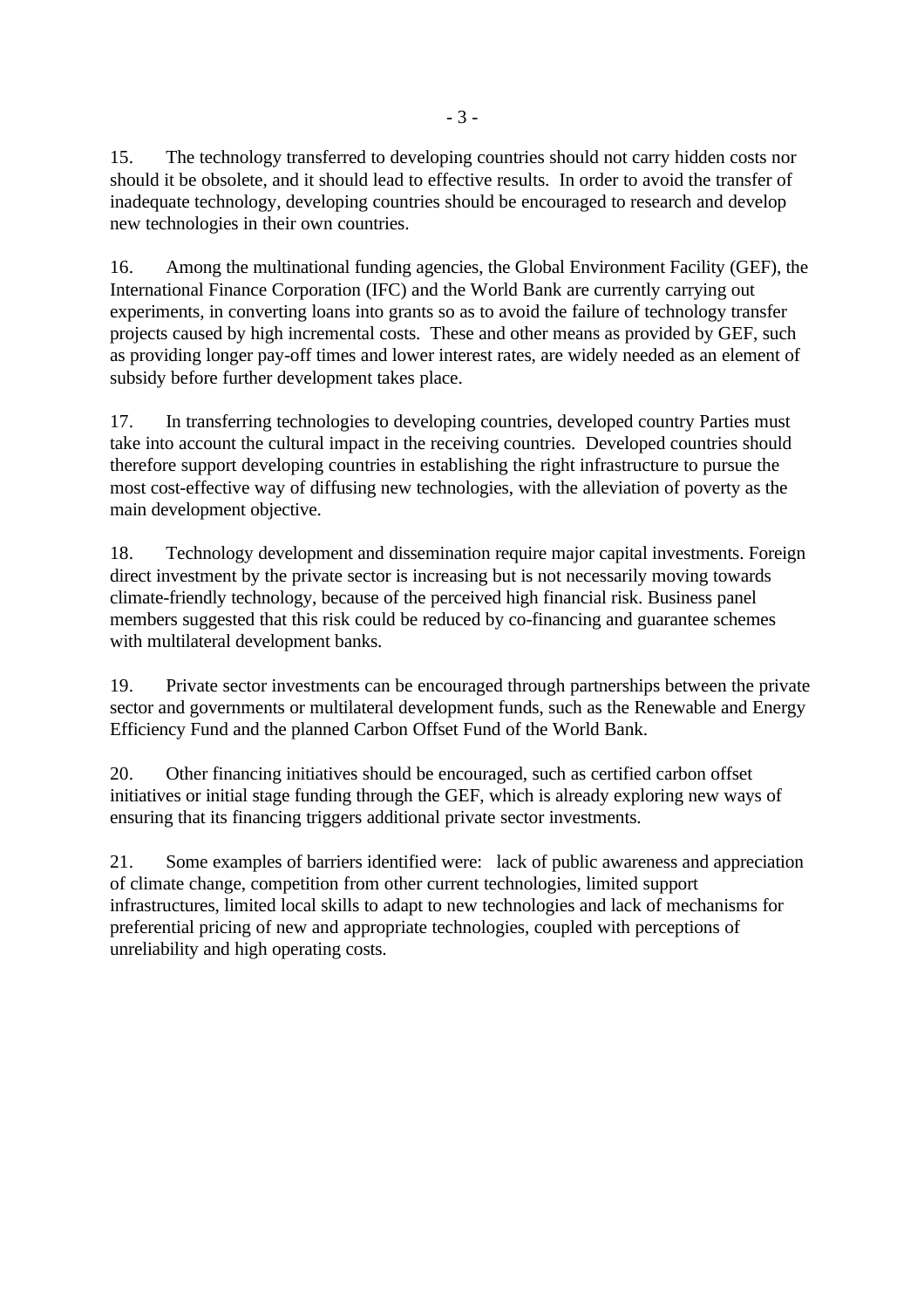15. The technology transferred to developing countries should not carry hidden costs nor should it be obsolete, and it should lead to effective results. In order to avoid the transfer of inadequate technology, developing countries should be encouraged to research and develop new technologies in their own countries.

16. Among the multinational funding agencies, the Global Environment Facility (GEF), the International Finance Corporation (IFC) and the World Bank are currently carrying out experiments, in converting loans into grants so as to avoid the failure of technology transfer projects caused by high incremental costs. These and other means as provided by GEF, such as providing longer pay-off times and lower interest rates, are widely needed as an element of subsidy before further development takes place.

17. In transferring technologies to developing countries, developed country Parties must take into account the cultural impact in the receiving countries. Developed countries should therefore support developing countries in establishing the right infrastructure to pursue the most cost-effective way of diffusing new technologies, with the alleviation of poverty as the main development objective.

18. Technology development and dissemination require major capital investments. Foreign direct investment by the private sector is increasing but is not necessarily moving towards climate-friendly technology, because of the perceived high financial risk. Business panel members suggested that this risk could be reduced by co-financing and guarantee schemes with multilateral development banks.

19. Private sector investments can be encouraged through partnerships between the private sector and governments or multilateral development funds, such as the Renewable and Energy Efficiency Fund and the planned Carbon Offset Fund of the World Bank.

20. Other financing initiatives should be encouraged, such as certified carbon offset initiatives or initial stage funding through the GEF, which is already exploring new ways of ensuring that its financing triggers additional private sector investments.

21. Some examples of barriers identified were: lack of public awareness and appreciation of climate change, competition from other current technologies, limited support infrastructures, limited local skills to adapt to new technologies and lack of mechanisms for preferential pricing of new and appropriate technologies, coupled with perceptions of unreliability and high operating costs.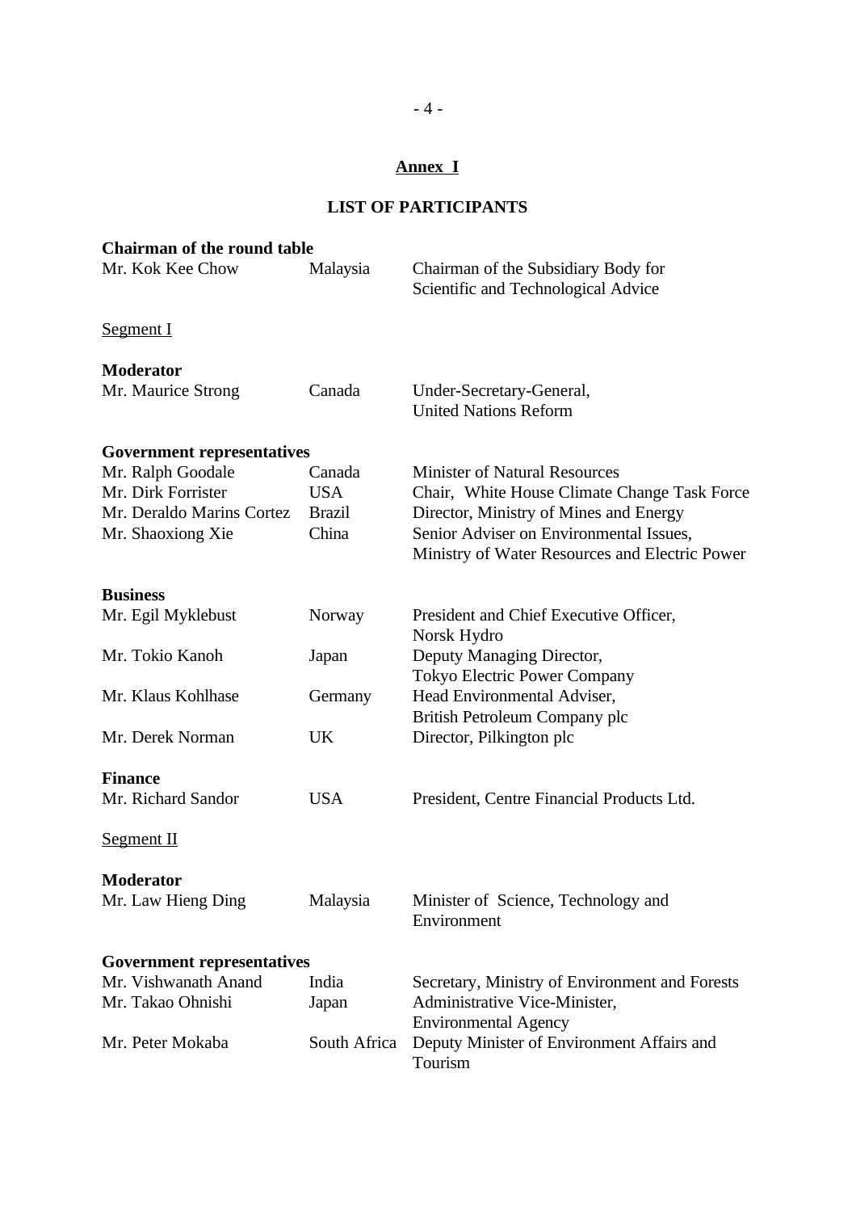## Annex I

## LIST OF PARTICIPANTS

**Chairman of the round table**

| | | |
|---|---|---|
| Mr. Kok Kee Chow | Malaysia | Chairman of the Subsidiary Body for Scientific and Technological Advice |

<u>Segment I</u>

**Moderator**

| | | |
|---|---|---|
| Mr. Maurice Strong | Canada | Under-Secretary-General, United Nations Reform |

**Government representatives**

| | | |
|---|---|---|
| Mr. Ralph Goodale | Canada | Minister of Natural Resources |
| Mr. Dirk Forrister | USA | Chair, White House Climate Change Task Force |
| Mr. Deraldo Marins Cortez | Brazil | Director, Ministry of Mines and Energy |
| Mr. Shaoxiong Xie | China | Senior Adviser on Environmental Issues, Ministry of Water Resources and Electric Power |

**Business**

| | | |
|---|---|---|
| Mr. Egil Myklebust | Norway | President and Chief Executive Officer, Norsk Hydro |
| Mr. Tokio Kanoh | Japan | Deputy Managing Director, Tokyo Electric Power Company |
| Mr. Klaus Kohlhase | Germany | Head Environmental Adviser, British Petroleum Company plc |
| Mr. Derek Norman | UK | Director, Pilkington plc |

**Finance**

| | | |
|---|---|---|
| Mr. Richard Sandor | USA | President, Centre Financial Products Ltd. |

<u>Segment II</u>

**Moderator**

| | | |
|---|---|---|
| Mr. Law Hieng Ding | Malaysia | Minister of Science, Technology and Environment |

**Government representatives**

| | | |
|---|---|---|
| Mr. Vishwanath Anand | India | Secretary, Ministry of Environment and Forests |
| Mr. Takao Ohnishi | Japan | Administrative Vice-Minister, Environmental Agency |
| Mr. Peter Mokaba | South Africa | Deputy Minister of Environment Affairs and Tourism |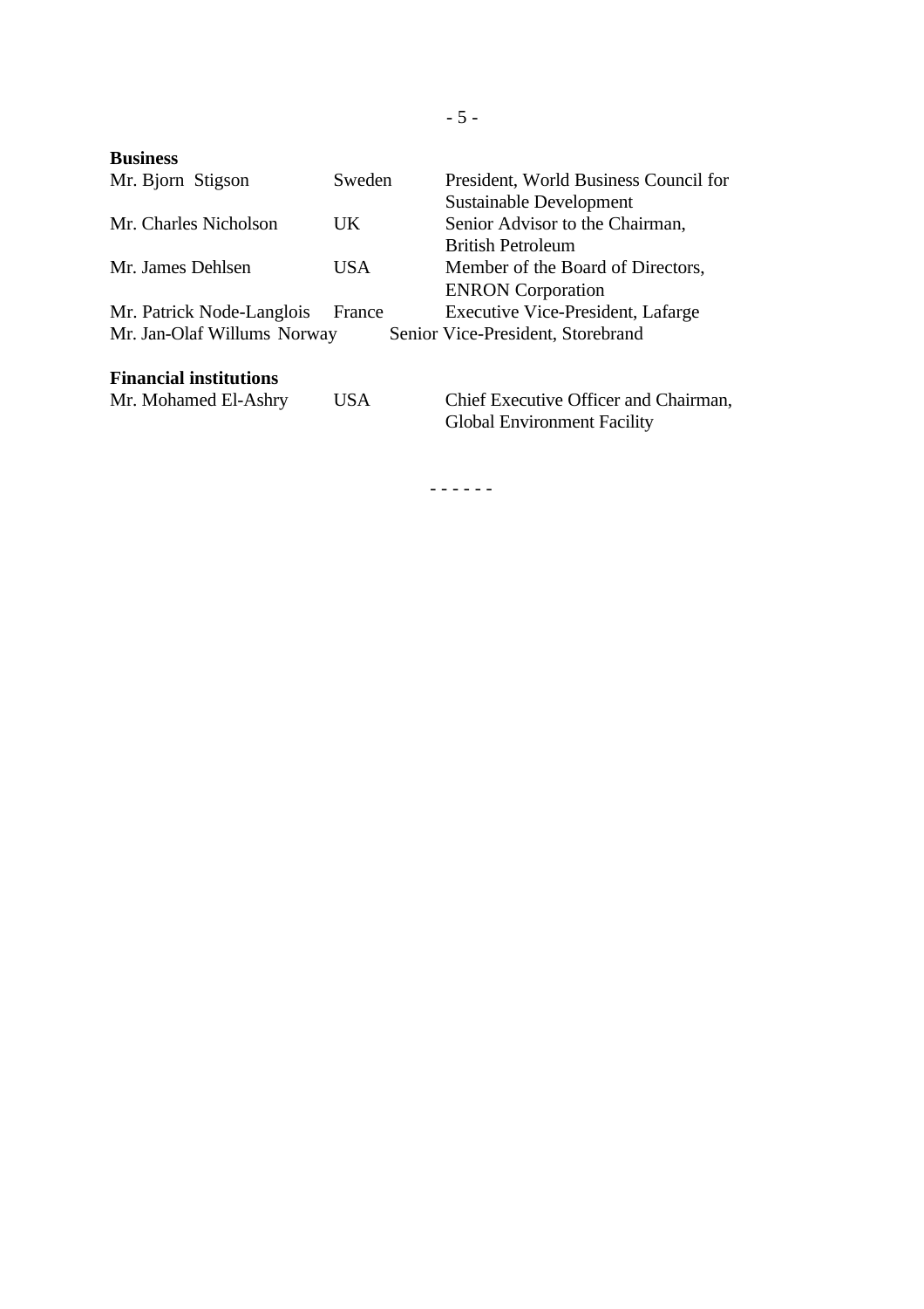**Business**

| | | |
|---|---|---|
| Mr. Bjorn Stigson | Sweden | President, World Business Council for Sustainable Development |
| Mr. Charles Nicholson | UK | Senior Advisor to the Chairman, British Petroleum |
| Mr. James Dehlsen | USA | Member of the Board of Directors, ENRON Corporation |
| Mr. Patrick Node-Langlois | France | Executive Vice-President, Lafarge |
| Mr. Jan-Olaf Willums | Norway | Senior Vice-President, Storebrand |

**Financial institutions**

| | | |
|---|---|---|
| Mr. Mohamed El-Ashry | USA | Chief Executive Officer and Chairman, Global Environment Facility |

- - - - - -